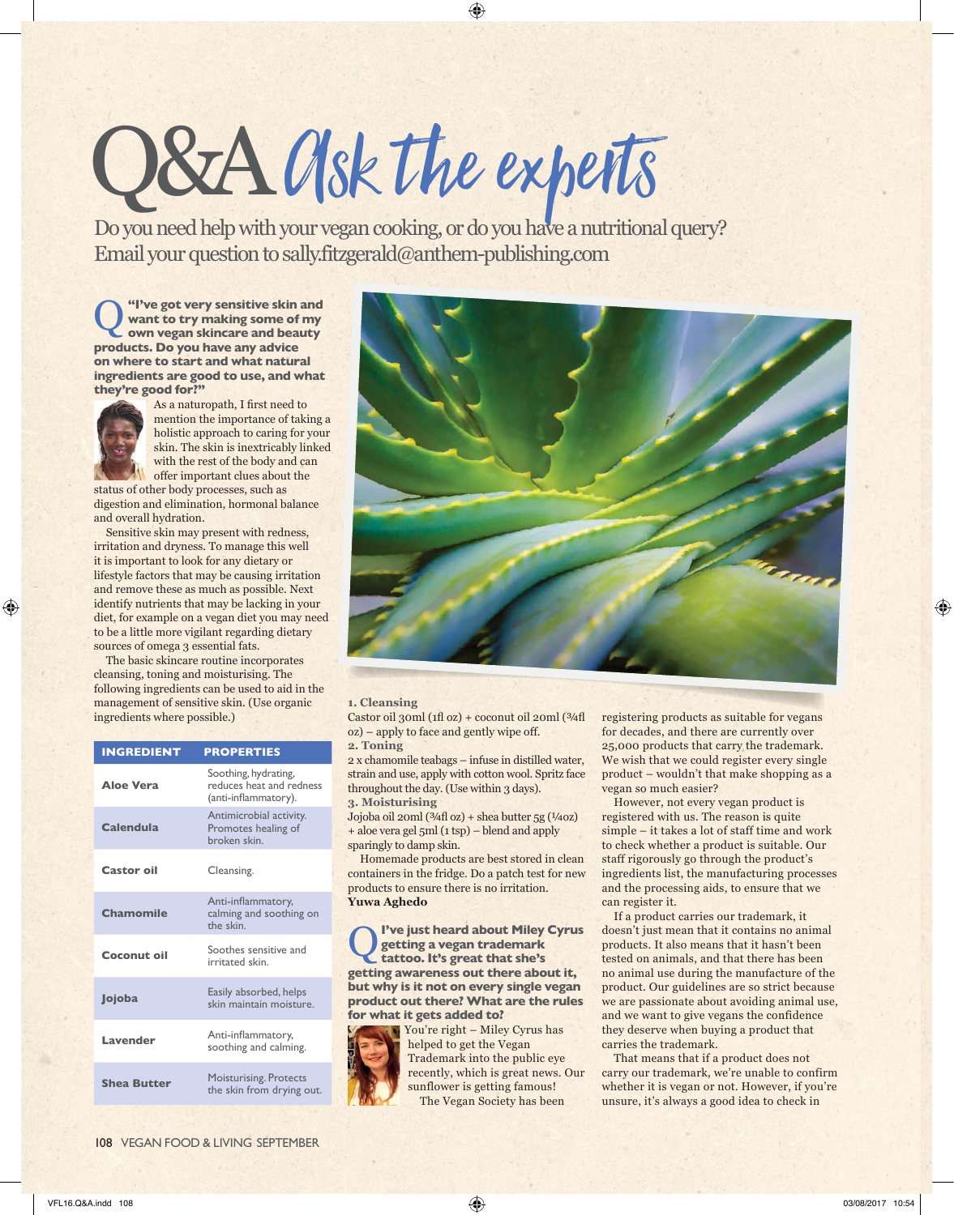# Q&A Ask the experts

Do you need help with your vegan cooking, or do you have a nutritional query? Email your question to sally.fitzgerald@anthem-publishing.com

**Q "I've got very sensitive skin and want to try making some of my own vegan skincare and beauty products. Do you have any advice on where to start and what natural ingredients are good to use, and what they're good for?"**

As a naturopath, I first need to mention the importance of taking a holistic approach to caring for your skin. The skin is inextricably linked with the rest of the body and can offer important clues about the status of other body processes, such as digestion and elimination, hormonal balance and overall hydration.

Sensitive skin may present with redness, irritation and dryness. To manage this well it is important to look for any dietary or lifestyle factors that may be causing irritation and remove these as much as possible. Next identify nutrients that may be lacking in your diet, for example on a vegan diet you may need to be a little more vigilant regarding dietary sources of omega 3 essential fats.

The basic skincare routine incorporates cleansing, toning and moisturising. The following ingredients can be used to aid in the management of sensitive skin. (Use organic ingredients where possible.)

| INGREDIENT | PROPERTIES |
|---|---|
| Aloe Vera | Soothing, hydrating, reduces heat and redness (anti-inflammatory). |
| Calendula | Antimicrobial activity. Promotes healing of broken skin. |
| Castor oil | Cleansing. |
| Chamomile | Anti-inflammatory, calming and soothing on the skin. |
| Coconut oil | Soothes sensitive and irritated skin. |
| Jojoba | Easily absorbed, helps skin maintain moisture. |
| Lavender | Anti-inflammatory, soothing and calming. |
| Shea Butter | Moisturising. Protects the skin from drying out. |

**1. Cleansing**
Castor oil 30ml (1fl oz) + coconut oil 20ml (¾fl oz) – apply to face and gently wipe off.
**2. Toning**
2 x chamomile teabags – infuse in distilled water, strain and use, apply with cotton wool. Spritz face throughout the day. (Use within 3 days).
**3. Moisturising**
Jojoba oil 20ml (¾fl oz) + shea butter 5g (¼oz) + aloe vera gel 5ml (1 tsp) – blend and apply sparingly to damp skin.

Homemade products are best stored in clean containers in the fridge. Do a patch test for new products to ensure there is no irritation.
**Yuwa Aghedo**

**Q I've just heard about Miley Cyrus getting a vegan trademark tattoo. It's great that she's getting awareness out there about it, but why is it not on every single vegan product out there? What are the rules for what it gets added to?**

You're right – Miley Cyrus has helped to get the Vegan Trademark into the public eye recently, which is great news. Our sunflower is getting famous!

The Vegan Society has been registering products as suitable for vegans for decades, and there are currently over 25,000 products that carry the trademark. We wish that we could register every single product – wouldn't that make shopping as a vegan so much easier?

However, not every vegan product is registered with us. The reason is quite simple – it takes a lot of staff time and work to check whether a product is suitable. Our staff rigorously go through the product's ingredients list, the manufacturing processes and the processing aids, to ensure that we can register it.

If a product carries our trademark, it doesn't just mean that it contains no animal products. It also means that it hasn't been tested on animals, and that there has been no animal use during the manufacture of the product. Our guidelines are so strict because we are passionate about avoiding animal use, and we want to give vegans the confidence they deserve when buying a product that carries the trademark.

That means that if a product does not carry our trademark, we're unable to confirm whether it is vegan or not. However, if you're unsure, it's always a good idea to check in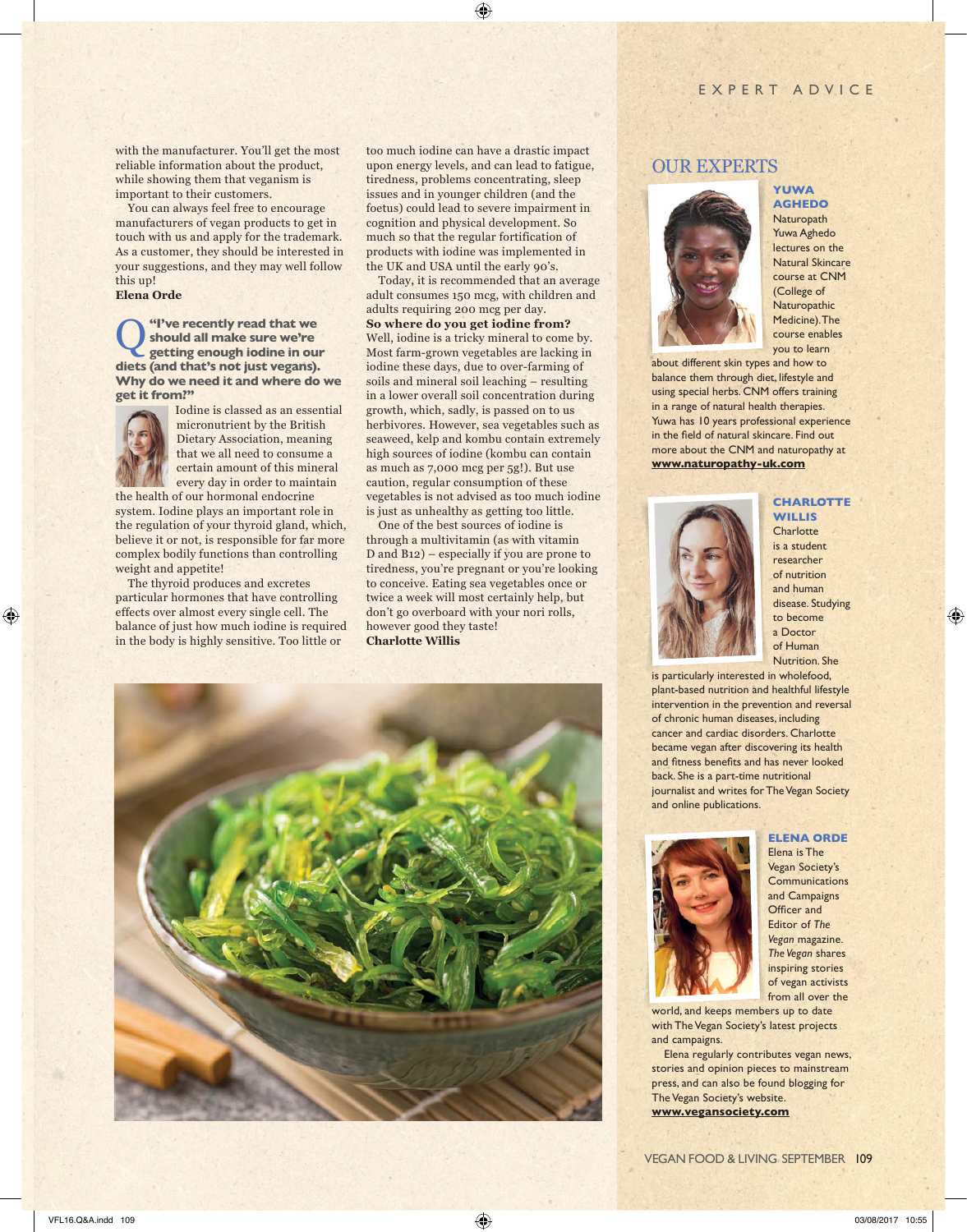with the manufacturer. You'll get the most reliable information about the product, while showing them that veganism is important to their customers.

You can always feel free to encourage manufacturers of vegan products to get in touch with us and apply for the trademark. As a customer, they should be interested in your suggestions, and they may well follow this up!

**Elena Orde**

**Q "I've recently read that we should all make sure we're getting enough iodine in our diets (and that's not just vegans). Why do we need it and where do we get it from?"**

Iodine is classed as an essential micronutrient by the British Dietary Association, meaning that we all need to consume a certain amount of this mineral every day in order to maintain the health of our hormonal endocrine system. Iodine plays an important role in the regulation of your thyroid gland, which, believe it or not, is responsible for far more complex bodily functions than controlling weight and appetite!

The thyroid produces and excretes particular hormones that have controlling effects over almost every single cell. The balance of just how much iodine is required in the body is highly sensitive. Too little or too much iodine can have a drastic impact upon energy levels, and can lead to fatigue, tiredness, problems concentrating, sleep issues and in younger children (and the foetus) could lead to severe impairment in cognition and physical development. So much so that the regular fortification of products with iodine was implemented in the UK and USA until the early 90's.

Today, it is recommended that an average adult consumes 150 mcg, with children and adults requiring 200 mcg per day.

**So where do you get iodine from?**

Well, iodine is a tricky mineral to come by. Most farm-grown vegetables are lacking in iodine these days, due to over-farming of soils and mineral soil leaching – resulting in a lower overall soil concentration during growth, which, sadly, is passed on to us herbivores. However, sea vegetables such as seaweed, kelp and kombu contain extremely high sources of iodine (kombu can contain as much as 7,000 mcg per 5g!). But use caution, regular consumption of these vegetables is not advised as too much iodine is just as unhealthy as getting too little.

One of the best sources of iodine is through a multivitamin (as with vitamin D and B12) – especially if you are prone to tiredness, you're pregnant or you're looking to conceive. Eating sea vegetables once or twice a week will most certainly help, but don't go overboard with your nori rolls, however good they taste!

**Charlotte Willis**

## OUR EXPERTS

**YUWA AGHEDO**

Naturopath Yuwa Aghedo lectures on the Natural Skincare course at CNM (College of Naturopathic Medicine). The course enables you to learn about different skin types and how to balance them through diet, lifestyle and using special herbs. CNM offers training in a range of natural health therapies. Yuwa has 10 years professional experience in the field of natural skincare. Find out more about the CNM and naturopathy at **www.naturopathy-uk.com**

**CHARLOTTE WILLIS**

Charlotte is a student researcher of nutrition and human disease. Studying to become a Doctor of Human Nutrition. She is particularly interested in wholefood, plant-based nutrition and healthful lifestyle intervention in the prevention and reversal of chronic human diseases, including cancer and cardiac disorders. Charlotte became vegan after discovering its health and fitness benefits and has never looked back. She is a part-time nutritional journalist and writes for The Vegan Society and online publications.

**ELENA ORDE**

Elena is The Vegan Society's Communications and Campaigns Officer and Editor of *The Vegan* magazine. *The Vegan* shares inspiring stories of vegan activists from all over the world, and keeps members up to date with The Vegan Society's latest projects and campaigns.

Elena regularly contributes vegan news, stories and opinion pieces to mainstream press, and can also be found blogging for The Vegan Society's website. **www.vegansociety.com**